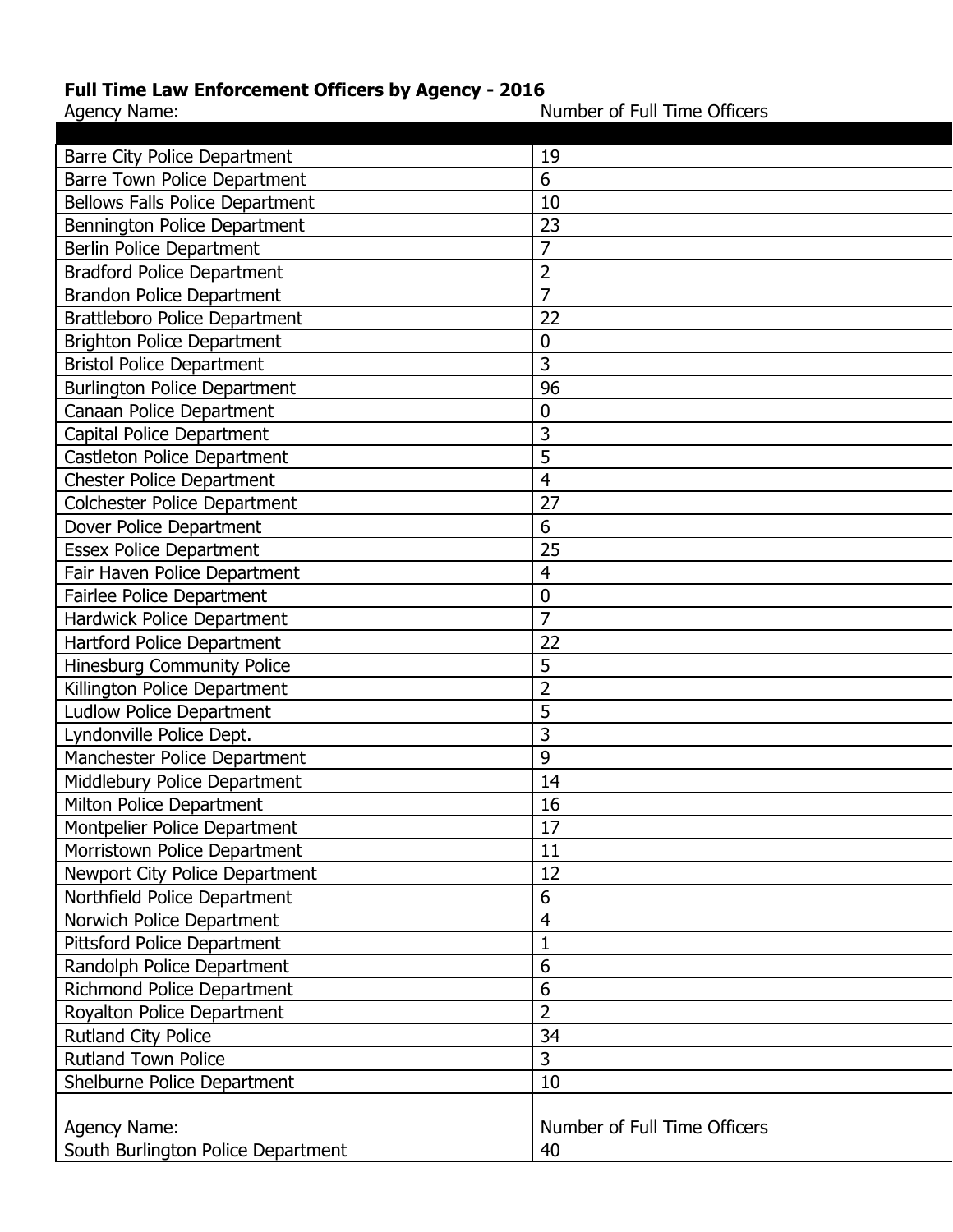**Full Time Law Enforcement Officers by Agency - 2016**

| Agency Name: | Number of Full Time Officers |
|---|---|
| Barre City Police Department | 19 |
| Barre Town Police Department | 6 |
| Bellows Falls Police Department | 10 |
| Bennington Police Department | 23 |
| Berlin Police Department | 7 |
| Bradford Police Department | 2 |
| Brandon Police Department | 7 |
| Brattleboro Police Department | 22 |
| Brighton Police Department | 0 |
| Bristol Police Department | 3 |
| Burlington Police Department | 96 |
| Canaan Police Department | 0 |
| Capital Police Department | 3 |
| Castleton Police Department | 5 |
| Chester Police Department | 4 |
| Colchester Police Department | 27 |
| Dover Police Department | 6 |
| Essex Police Department | 25 |
| Fair Haven Police Department | 4 |
| Fairlee Police Department | 0 |
| Hardwick Police Department | 7 |
| Hartford Police Department | 22 |
| Hinesburg Community Police | 5 |
| Killington Police Department | 2 |
| Ludlow Police Department | 5 |
| Lyndonville Police Dept. | 3 |
| Manchester Police Department | 9 |
| Middlebury Police Department | 14 |
| Milton Police Department | 16 |
| Montpelier Police Department | 17 |
| Morristown Police Department | 11 |
| Newport City Police Department | 12 |
| Northfield Police Department | 6 |
| Norwich Police Department | 4 |
| Pittsford Police Department | 1 |
| Randolph Police Department | 6 |
| Richmond Police Department | 6 |
| Royalton Police Department | 2 |
| Rutland City Police | 34 |
| Rutland Town Police | 3 |
| Shelburne Police Department | 10 |
| Agency Name: | Number of Full Time Officers |
| South Burlington Police Department | 40 |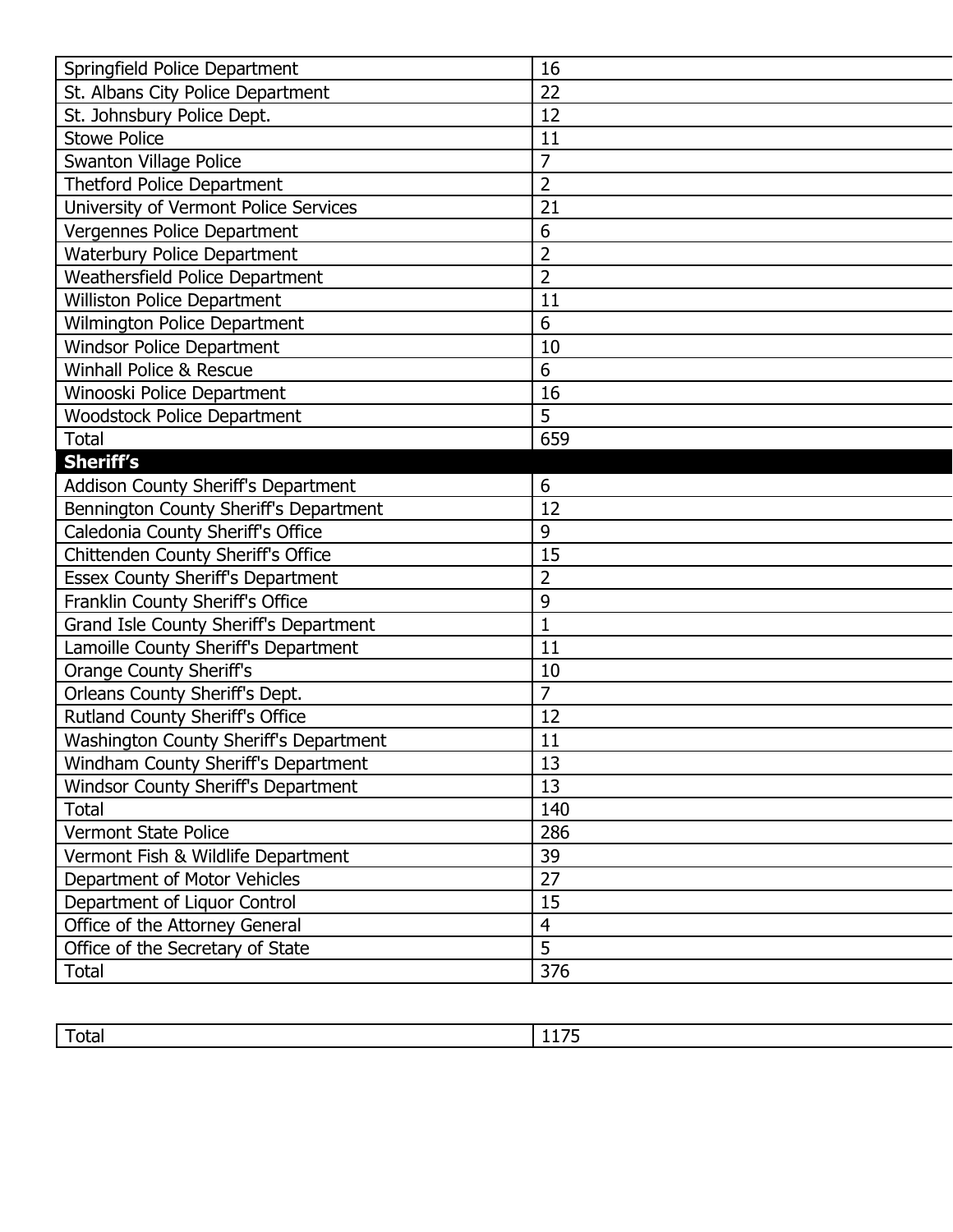| | |
|---|---|
| Springfield Police Department | 16 |
| St. Albans City Police Department | 22 |
| St. Johnsbury Police Dept. | 12 |
| Stowe Police | 11 |
| Swanton Village Police | 7 |
| Thetford Police Department | 2 |
| University of Vermont Police Services | 21 |
| Vergennes Police Department | 6 |
| Waterbury Police Department | 2 |
| Weathersfield Police Department | 2 |
| Williston Police Department | 11 |
| Wilmington Police Department | 6 |
| Windsor Police Department | 10 |
| Winhall Police & Rescue | 6 |
| Winooski Police Department | 16 |
| Woodstock Police Department | 5 |
| Total | 659 |
| **Sheriff's** | |
| Addison County Sheriff's Department | 6 |
| Bennington County Sheriff's Department | 12 |
| Caledonia County Sheriff's Office | 9 |
| Chittenden County Sheriff's Office | 15 |
| Essex County Sheriff's Department | 2 |
| Franklin County Sheriff's Office | 9 |
| Grand Isle County Sheriff's Department | 1 |
| Lamoille County Sheriff's Department | 11 |
| Orange County Sheriff's | 10 |
| Orleans County Sheriff's Dept. | 7 |
| Rutland County Sheriff's Office | 12 |
| Washington County Sheriff's Department | 11 |
| Windham County Sheriff's Department | 13 |
| Windsor County Sheriff's Department | 13 |
| Total | 140 |
| Vermont State Police | 286 |
| Vermont Fish & Wildlife Department | 39 |
| Department of Motor Vehicles | 27 |
| Department of Liquor Control | 15 |
| Office of the Attorney General | 4 |
| Office of the Secretary of State | 5 |
| Total | 376 |

| | |
|---|---|
| Total | 1175 |